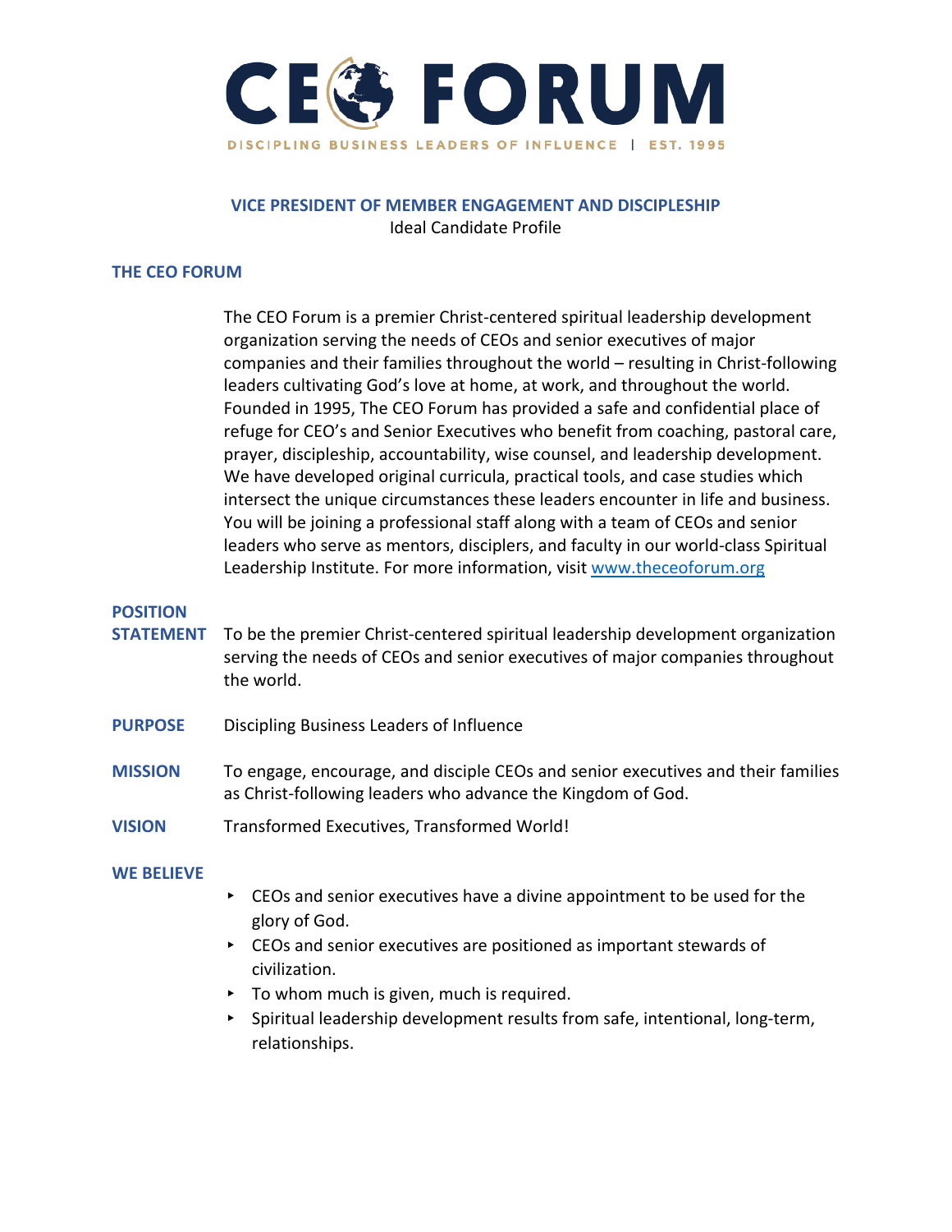# CEO FORUM

DISCIPLING BUSINESS LEADERS OF INFLUENCE | EST. 1995

## VICE PRESIDENT OF MEMBER ENGAGEMENT AND DISCIPLESHIP

Ideal Candidate Profile

### THE CEO FORUM

The CEO Forum is a premier Christ-centered spiritual leadership development organization serving the needs of CEOs and senior executives of major companies and their families throughout the world – resulting in Christ-following leaders cultivating God's love at home, at work, and throughout the world. Founded in 1995, The CEO Forum has provided a safe and confidential place of refuge for CEO's and Senior Executives who benefit from coaching, pastoral care, prayer, discipleship, accountability, wise counsel, and leadership development. We have developed original curricula, practical tools, and case studies which intersect the unique circumstances these leaders encounter in life and business. You will be joining a professional staff along with a team of CEOs and senior leaders who serve as mentors, disciplers, and faculty in our world-class Spiritual Leadership Institute. For more information, visit [www.theceoforum.org](http://www.theceoforum.org)

### POSITION STATEMENT

To be the premier Christ-centered spiritual leadership development organization serving the needs of CEOs and senior executives of major companies throughout the world.

### PURPOSE

Discipling Business Leaders of Influence

### MISSION

To engage, encourage, and disciple CEOs and senior executives and their families as Christ-following leaders who advance the Kingdom of God.

### VISION

Transformed Executives, Transformed World!

### WE BELIEVE

- CEOs and senior executives have a divine appointment to be used for the glory of God.
- CEOs and senior executives are positioned as important stewards of civilization.
- To whom much is given, much is required.
- Spiritual leadership development results from safe, intentional, long-term, relationships.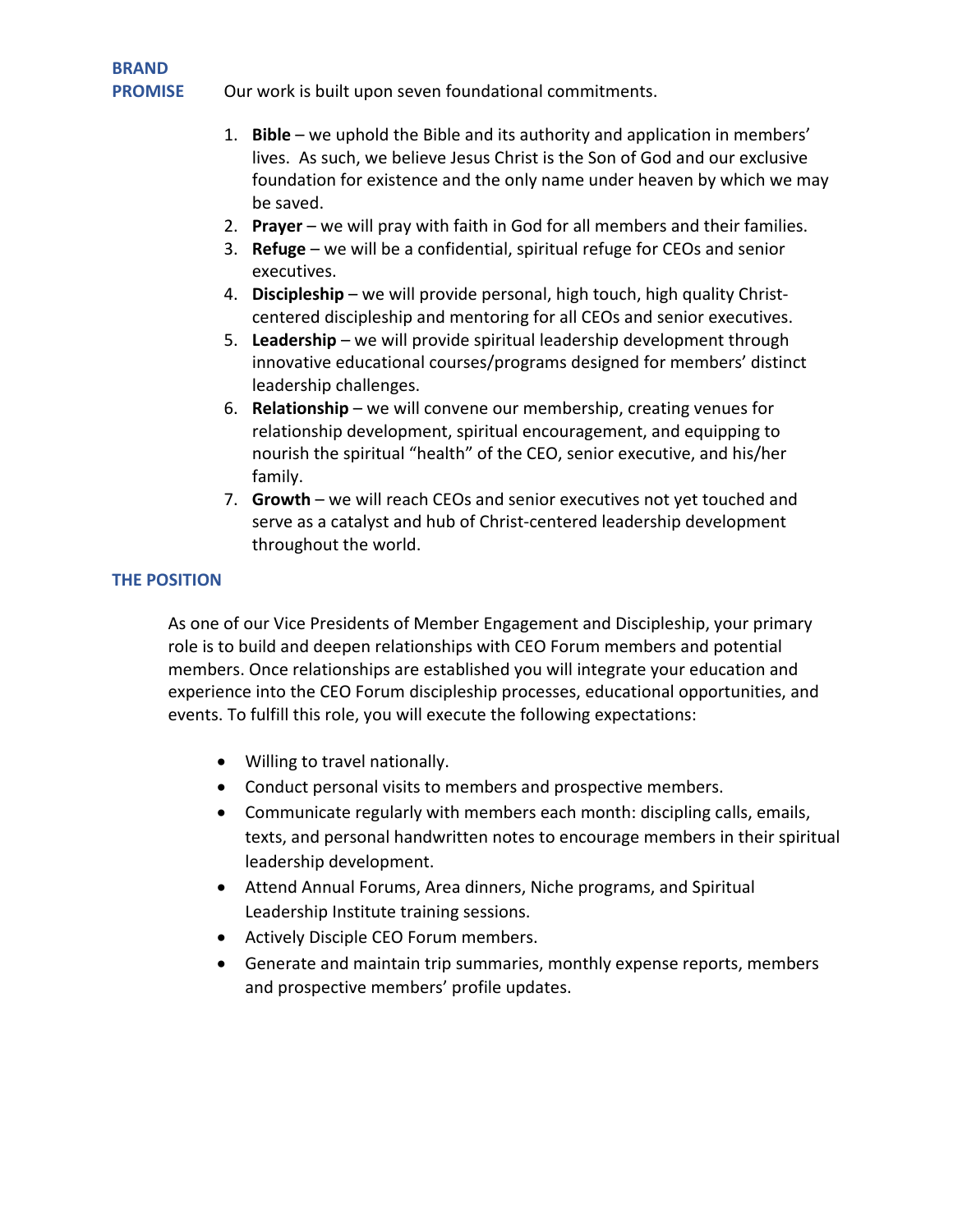## BRAND PROMISE

Our work is built upon seven foundational commitments.

1. **Bible** – we uphold the Bible and its authority and application in members' lives. As such, we believe Jesus Christ is the Son of God and our exclusive foundation for existence and the only name under heaven by which we may be saved.
2. **Prayer** – we will pray with faith in God for all members and their families.
3. **Refuge** – we will be a confidential, spiritual refuge for CEOs and senior executives.
4. **Discipleship** – we will provide personal, high touch, high quality Christ-centered discipleship and mentoring for all CEOs and senior executives.
5. **Leadership** – we will provide spiritual leadership development through innovative educational courses/programs designed for members' distinct leadership challenges.
6. **Relationship** – we will convene our membership, creating venues for relationship development, spiritual encouragement, and equipping to nourish the spiritual "health" of the CEO, senior executive, and his/her family.
7. **Growth** – we will reach CEOs and senior executives not yet touched and serve as a catalyst and hub of Christ-centered leadership development throughout the world.

## THE POSITION

As one of our Vice Presidents of Member Engagement and Discipleship, your primary role is to build and deepen relationships with CEO Forum members and potential members. Once relationships are established you will integrate your education and experience into the CEO Forum discipleship processes, educational opportunities, and events. To fulfill this role, you will execute the following expectations:

- Willing to travel nationally.
- Conduct personal visits to members and prospective members.
- Communicate regularly with members each month: discipling calls, emails, texts, and personal handwritten notes to encourage members in their spiritual leadership development.
- Attend Annual Forums, Area dinners, Niche programs, and Spiritual Leadership Institute training sessions.
- Actively Disciple CEO Forum members.
- Generate and maintain trip summaries, monthly expense reports, members and prospective members' profile updates.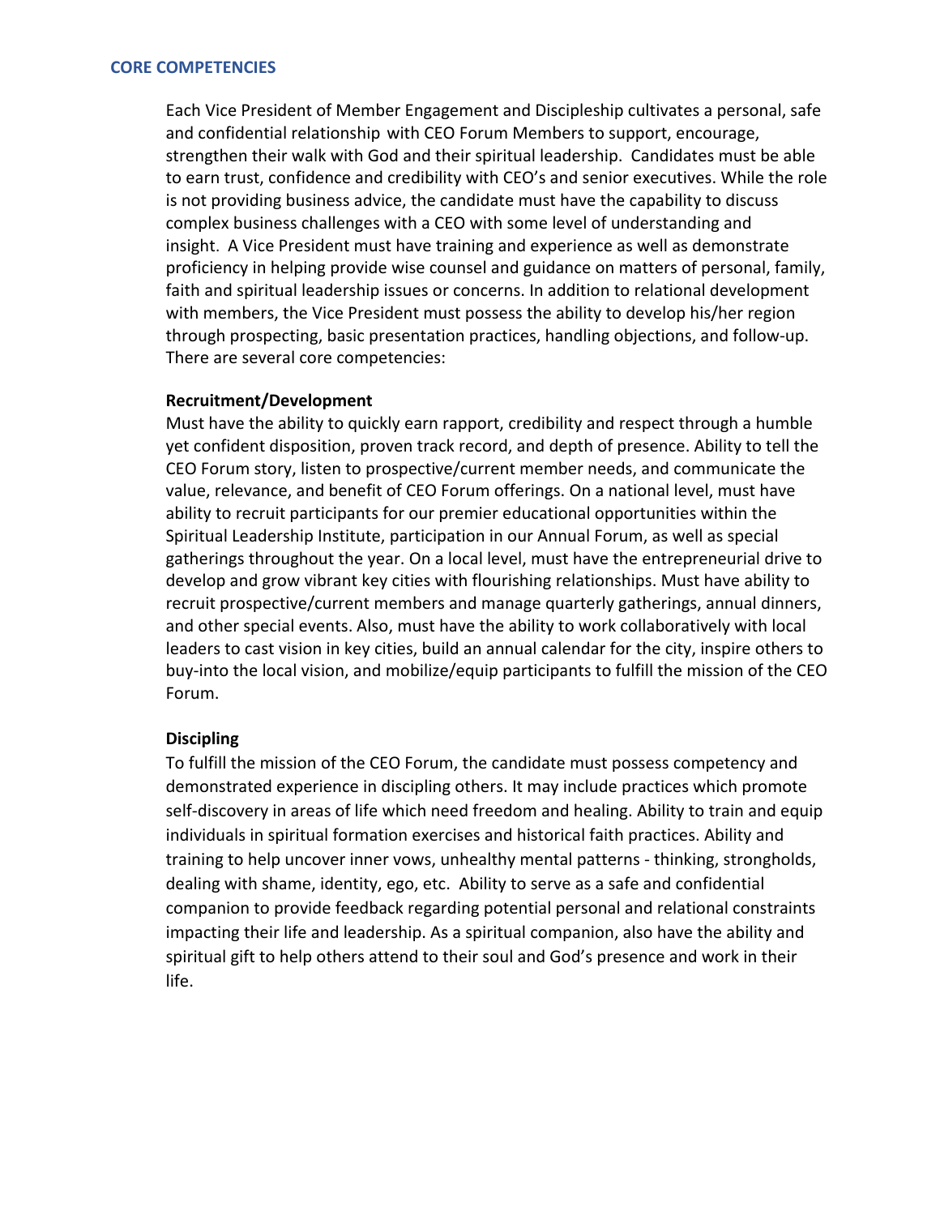## CORE COMPETENCIES

Each Vice President of Member Engagement and Discipleship cultivates a personal, safe and confidential relationship with CEO Forum Members to support, encourage, strengthen their walk with God and their spiritual leadership. Candidates must be able to earn trust, confidence and credibility with CEO's and senior executives. While the role is not providing business advice, the candidate must have the capability to discuss complex business challenges with a CEO with some level of understanding and insight. A Vice President must have training and experience as well as demonstrate proficiency in helping provide wise counsel and guidance on matters of personal, family, faith and spiritual leadership issues or concerns. In addition to relational development with members, the Vice President must possess the ability to develop his/her region through prospecting, basic presentation practices, handling objections, and follow-up. There are several core competencies:

**Recruitment/Development**

Must have the ability to quickly earn rapport, credibility and respect through a humble yet confident disposition, proven track record, and depth of presence. Ability to tell the CEO Forum story, listen to prospective/current member needs, and communicate the value, relevance, and benefit of CEO Forum offerings. On a national level, must have ability to recruit participants for our premier educational opportunities within the Spiritual Leadership Institute, participation in our Annual Forum, as well as special gatherings throughout the year. On a local level, must have the entrepreneurial drive to develop and grow vibrant key cities with flourishing relationships. Must have ability to recruit prospective/current members and manage quarterly gatherings, annual dinners, and other special events. Also, must have the ability to work collaboratively with local leaders to cast vision in key cities, build an annual calendar for the city, inspire others to buy-into the local vision, and mobilize/equip participants to fulfill the mission of the CEO Forum.

**Discipling**

To fulfill the mission of the CEO Forum, the candidate must possess competency and demonstrated experience in discipling others. It may include practices which promote self-discovery in areas of life which need freedom and healing. Ability to train and equip individuals in spiritual formation exercises and historical faith practices. Ability and training to help uncover inner vows, unhealthy mental patterns - thinking, strongholds, dealing with shame, identity, ego, etc. Ability to serve as a safe and confidential companion to provide feedback regarding potential personal and relational constraints impacting their life and leadership. As a spiritual companion, also have the ability and spiritual gift to help others attend to their soul and God's presence and work in their life.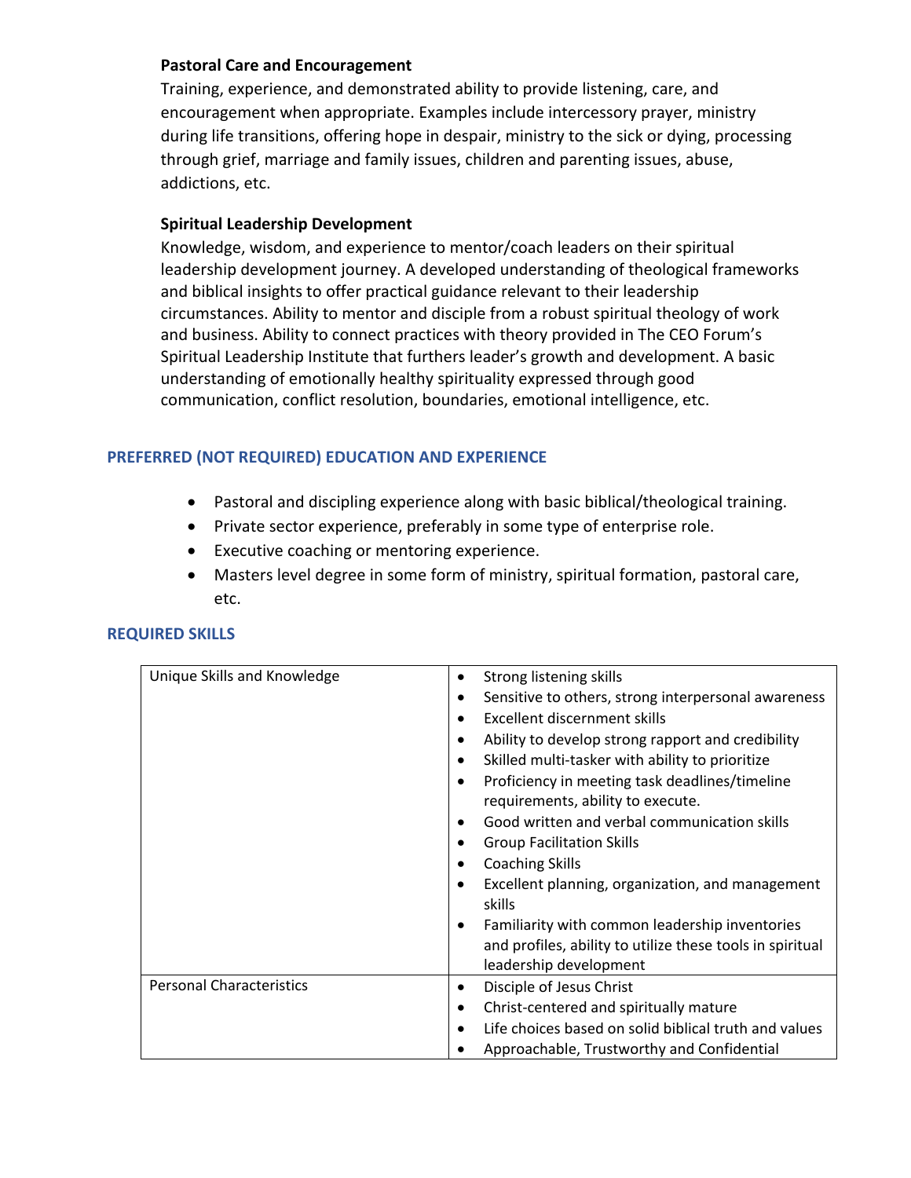**Pastoral Care and Encouragement**

Training, experience, and demonstrated ability to provide listening, care, and encouragement when appropriate. Examples include intercessory prayer, ministry during life transitions, offering hope in despair, ministry to the sick or dying, processing through grief, marriage and family issues, children and parenting issues, abuse, addictions, etc.

**Spiritual Leadership Development**

Knowledge, wisdom, and experience to mentor/coach leaders on their spiritual leadership development journey. A developed understanding of theological frameworks and biblical insights to offer practical guidance relevant to their leadership circumstances. Ability to mentor and disciple from a robust spiritual theology of work and business. Ability to connect practices with theory provided in The CEO Forum's Spiritual Leadership Institute that furthers leader's growth and development. A basic understanding of emotionally healthy spirituality expressed through good communication, conflict resolution, boundaries, emotional intelligence, etc.

## PREFERRED (NOT REQUIRED) EDUCATION AND EXPERIENCE

- Pastoral and discipling experience along with basic biblical/theological training.
- Private sector experience, preferably in some type of enterprise role.
- Executive coaching or mentoring experience.
- Masters level degree in some form of ministry, spiritual formation, pastoral care, etc.

## REQUIRED SKILLS

| Unique Skills and Knowledge | • Strong listening skills<br>• Sensitive to others, strong interpersonal awareness<br>• Excellent discernment skills<br>• Ability to develop strong rapport and credibility<br>• Skilled multi-tasker with ability to prioritize<br>• Proficiency in meeting task deadlines/timeline requirements, ability to execute.<br>• Good written and verbal communication skills<br>• Group Facilitation Skills<br>• Coaching Skills<br>• Excellent planning, organization, and management skills<br>• Familiarity with common leadership inventories and profiles, ability to utilize these tools in spiritual leadership development |
|---|---|
| Personal Characteristics | • Disciple of Jesus Christ<br>• Christ-centered and spiritually mature<br>• Life choices based on solid biblical truth and values<br>• Approachable, Trustworthy and Confidential |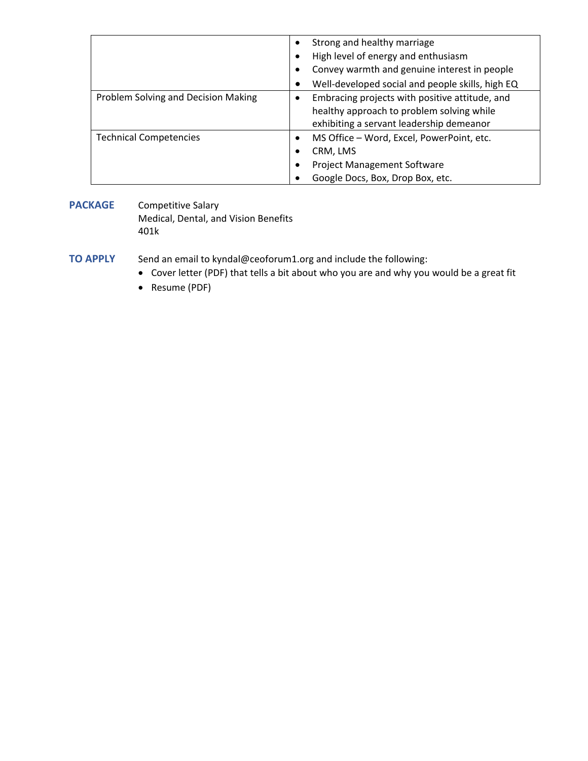| | |
|---|---|
| | • Strong and healthy marriage<br>• High level of energy and enthusiasm<br>• Convey warmth and genuine interest in people<br>• Well-developed social and people skills, high EQ |
| Problem Solving and Decision Making | • Embracing projects with positive attitude, and healthy approach to problem solving while exhibiting a servant leadership demeanor |
| Technical Competencies | • MS Office – Word, Excel, PowerPoint, etc.<br>• CRM, LMS<br>• Project Management Software<br>• Google Docs, Box, Drop Box, etc. |

**PACKAGE**

Competitive Salary
Medical, Dental, and Vision Benefits
401k

**TO APPLY**

Send an email to kyndal@ceoforum1.org and include the following:

- Cover letter (PDF) that tells a bit about who you are and why you would be a great fit
- Resume (PDF)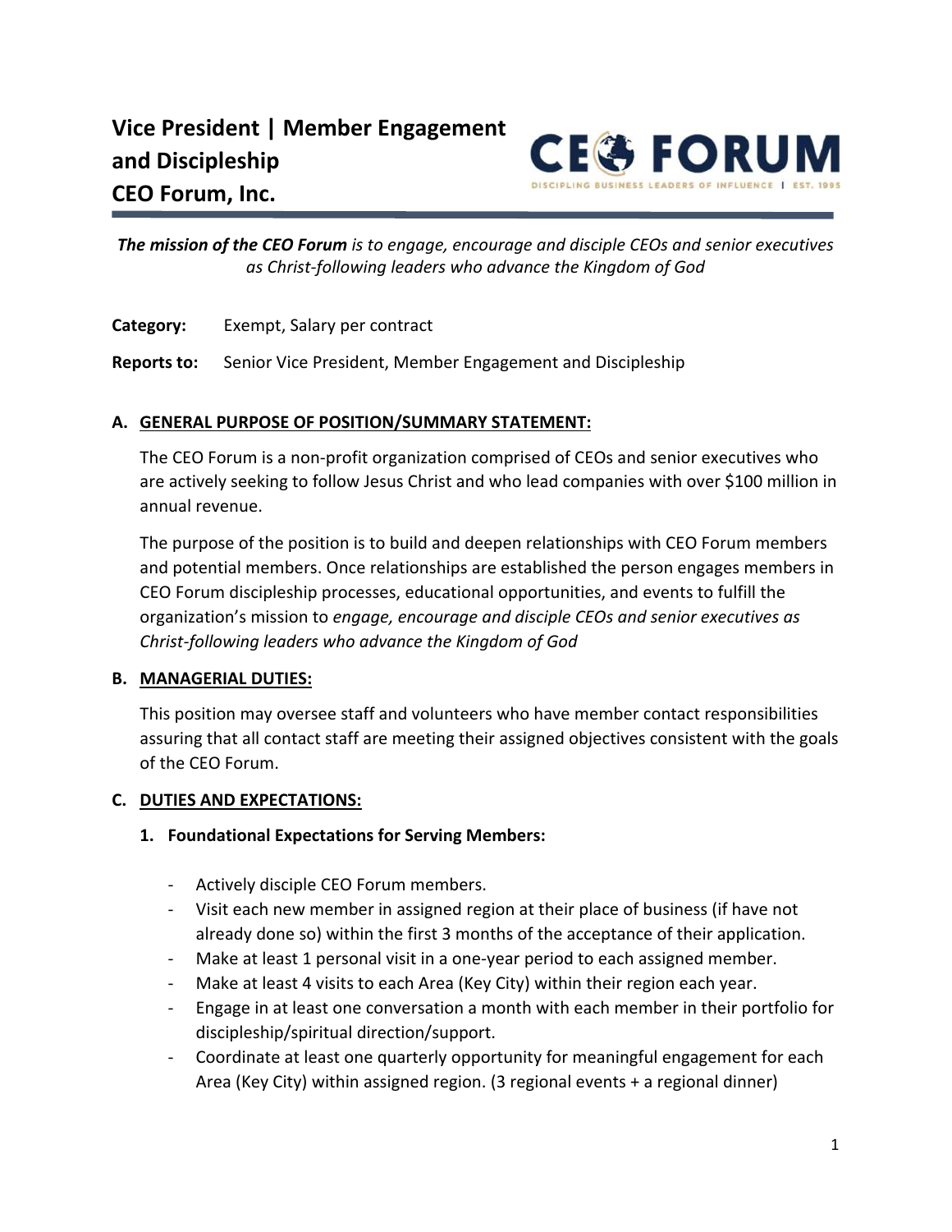# Vice President | Member Engagement and Discipleship
# CEO Forum, Inc.

CEO FORUM
DISCIPLING BUSINESS LEADERS OF INFLUENCE | EST. 1995

***The mission of the CEO Forum** is to engage, encourage and disciple CEOs and senior executives as Christ-following leaders who advance the Kingdom of God*

**Category:** Exempt, Salary per contract

**Reports to:** Senior Vice President, Member Engagement and Discipleship

### A. GENERAL PURPOSE OF POSITION/SUMMARY STATEMENT:

The CEO Forum is a non-profit organization comprised of CEOs and senior executives who are actively seeking to follow Jesus Christ and who lead companies with over $100 million in annual revenue.

The purpose of the position is to build and deepen relationships with CEO Forum members and potential members. Once relationships are established the person engages members in CEO Forum discipleship processes, educational opportunities, and events to fulfill the organization's mission to *engage, encourage and disciple CEOs and senior executives as Christ-following leaders who advance the Kingdom of God*

### B. MANAGERIAL DUTIES:

This position may oversee staff and volunteers who have member contact responsibilities assuring that all contact staff are meeting their assigned objectives consistent with the goals of the CEO Forum.

### C. DUTIES AND EXPECTATIONS:

#### 1. Foundational Expectations for Serving Members:

- Actively disciple CEO Forum members.
- Visit each new member in assigned region at their place of business (if have not already done so) within the first 3 months of the acceptance of their application.
- Make at least 1 personal visit in a one-year period to each assigned member.
- Make at least 4 visits to each Area (Key City) within their region each year.
- Engage in at least one conversation a month with each member in their portfolio for discipleship/spiritual direction/support.
- Coordinate at least one quarterly opportunity for meaningful engagement for each Area (Key City) within assigned region. (3 regional events + a regional dinner)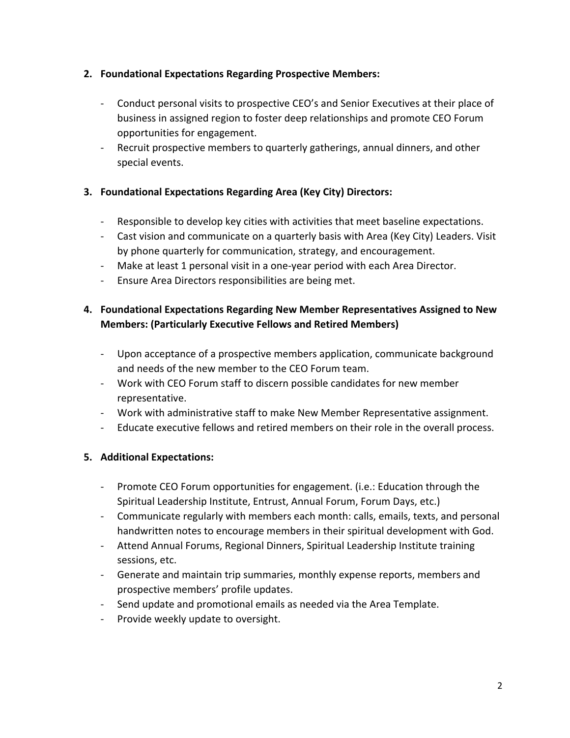2. **Foundational Expectations Regarding Prospective Members:**

    - Conduct personal visits to prospective CEO's and Senior Executives at their place of business in assigned region to foster deep relationships and promote CEO Forum opportunities for engagement.
    - Recruit prospective members to quarterly gatherings, annual dinners, and other special events.

3. **Foundational Expectations Regarding Area (Key City) Directors:**

    - Responsible to develop key cities with activities that meet baseline expectations.
    - Cast vision and communicate on a quarterly basis with Area (Key City) Leaders. Visit by phone quarterly for communication, strategy, and encouragement.
    - Make at least 1 personal visit in a one-year period with each Area Director.
    - Ensure Area Directors responsibilities are being met.

4. **Foundational Expectations Regarding New Member Representatives Assigned to New Members: (Particularly Executive Fellows and Retired Members)**

    - Upon acceptance of a prospective members application, communicate background and needs of the new member to the CEO Forum team.
    - Work with CEO Forum staff to discern possible candidates for new member representative.
    - Work with administrative staff to make New Member Representative assignment.
    - Educate executive fellows and retired members on their role in the overall process.

5. **Additional Expectations:**

    - Promote CEO Forum opportunities for engagement. (i.e.: Education through the Spiritual Leadership Institute, Entrust, Annual Forum, Forum Days, etc.)
    - Communicate regularly with members each month: calls, emails, texts, and personal handwritten notes to encourage members in their spiritual development with God.
    - Attend Annual Forums, Regional Dinners, Spiritual Leadership Institute training sessions, etc.
    - Generate and maintain trip summaries, monthly expense reports, members and prospective members' profile updates.
    - Send update and promotional emails as needed via the Area Template.
    - Provide weekly update to oversight.